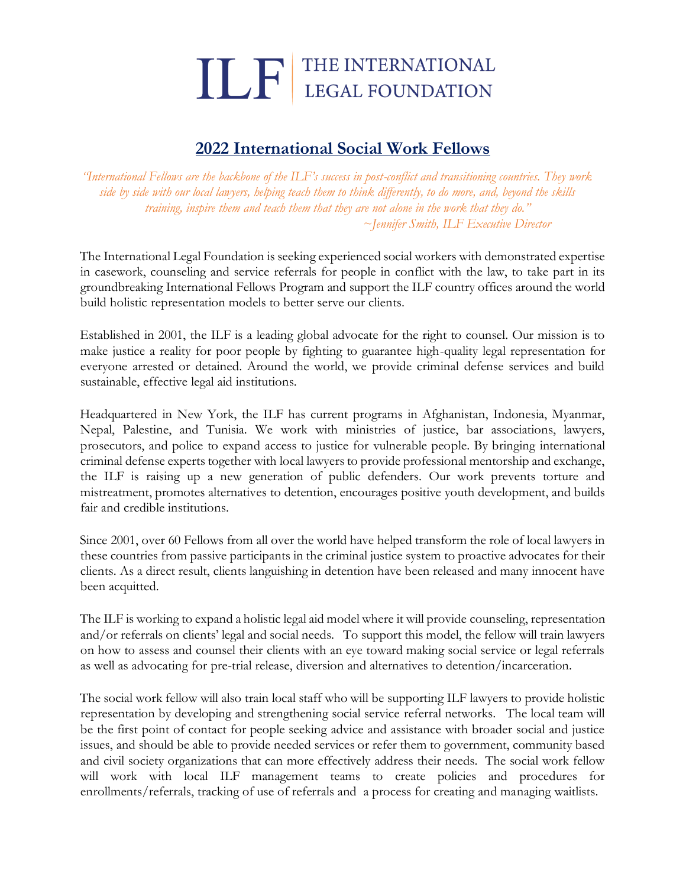# ILF | THE INTERNATIONAL LEGAL FOUNDATION

## 2022 International Social Work Fellows

*"International Fellows are the backbone of the ILF's success in post-conflict and transitioning countries. They work side by side with our local lawyers, helping teach them to think differently, to do more, and, beyond the skills training, inspire them and teach them that they are not alone in the work that they do."*

*~Jennifer Smith, ILF Executive Director*

The International Legal Foundation is seeking experienced social workers with demonstrated expertise in casework, counseling and service referrals for people in conflict with the law, to take part in its groundbreaking International Fellows Program and support the ILF country offices around the world build holistic representation models to better serve our clients.

Established in 2001, the ILF is a leading global advocate for the right to counsel. Our mission is to make justice a reality for poor people by fighting to guarantee high-quality legal representation for everyone arrested or detained. Around the world, we provide criminal defense services and build sustainable, effective legal aid institutions.

Headquartered in New York, the ILF has current programs in Afghanistan, Indonesia, Myanmar, Nepal, Palestine, and Tunisia. We work with ministries of justice, bar associations, lawyers, prosecutors, and police to expand access to justice for vulnerable people. By bringing international criminal defense experts together with local lawyers to provide professional mentorship and exchange, the ILF is raising up a new generation of public defenders. Our work prevents torture and mistreatment, promotes alternatives to detention, encourages positive youth development, and builds fair and credible institutions.

Since 2001, over 60 Fellows from all over the world have helped transform the role of local lawyers in these countries from passive participants in the criminal justice system to proactive advocates for their clients. As a direct result, clients languishing in detention have been released and many innocent have been acquitted.

The ILF is working to expand a holistic legal aid model where it will provide counseling, representation and/or referrals on clients' legal and social needs. To support this model, the fellow will train lawyers on how to assess and counsel their clients with an eye toward making social service or legal referrals as well as advocating for pre-trial release, diversion and alternatives to detention/incarceration.

The social work fellow will also train local staff who will be supporting ILF lawyers to provide holistic representation by developing and strengthening social service referral networks. The local team will be the first point of contact for people seeking advice and assistance with broader social and justice issues, and should be able to provide needed services or refer them to government, community based and civil society organizations that can more effectively address their needs. The social work fellow will work with local ILF management teams to create policies and procedures for enrollments/referrals, tracking of use of referrals and a process for creating and managing waitlists.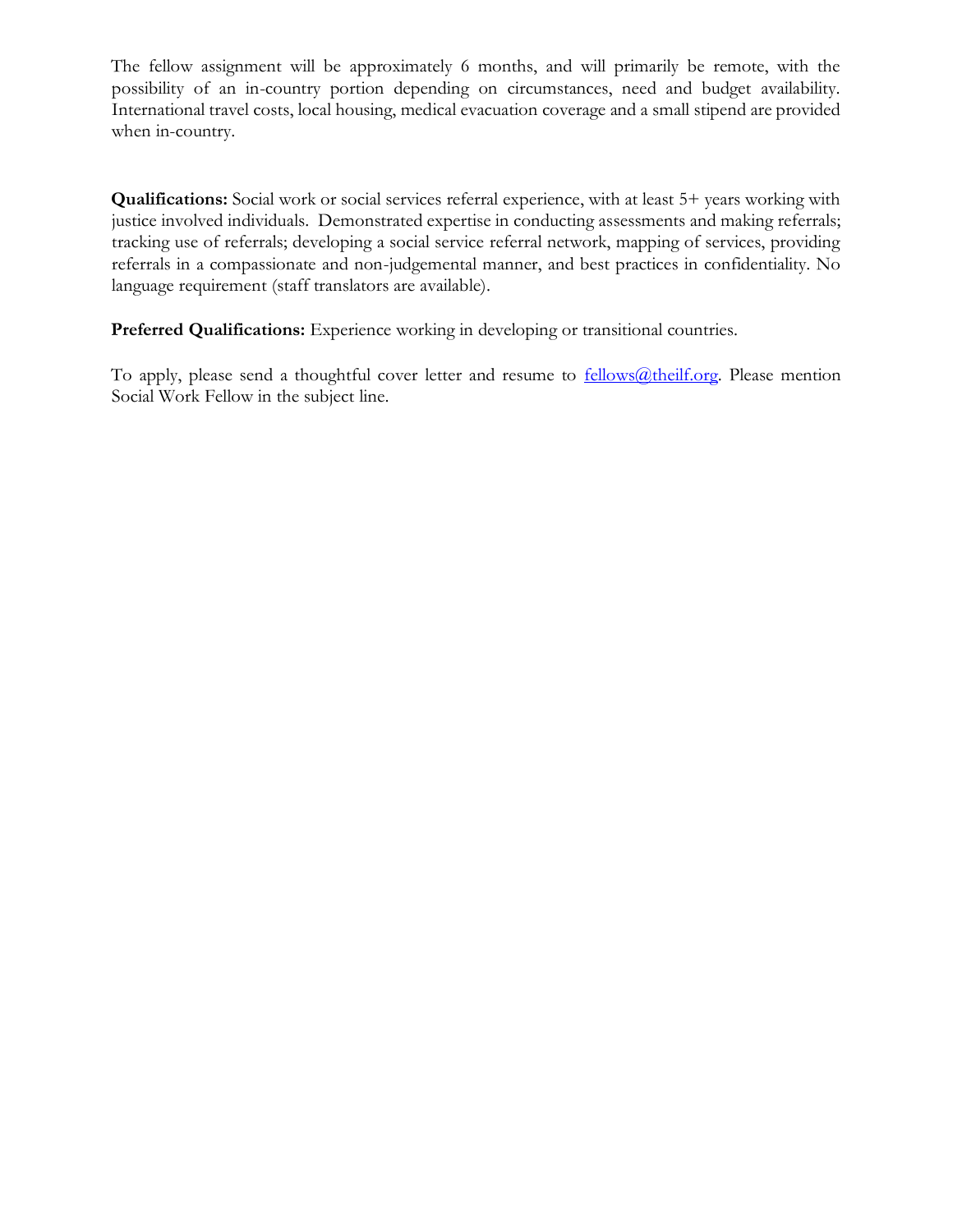The fellow assignment will be approximately 6 months, and will primarily be remote, with the possibility of an in-country portion depending on circumstances, need and budget availability. International travel costs, local housing, medical evacuation coverage and a small stipend are provided when in-country.

**Qualifications:** Social work or social services referral experience, with at least 5+ years working with justice involved individuals. Demonstrated expertise in conducting assessments and making referrals; tracking use of referrals; developing a social service referral network, mapping of services, providing referrals in a compassionate and non-judgemental manner, and best practices in confidentiality. No language requirement (staff translators are available).

**Preferred Qualifications:** Experience working in developing or transitional countries.

To apply, please send a thoughtful cover letter and resume to [fellows@theilf.org](mailto:fellows@theilf.org). Please mention Social Work Fellow in the subject line.